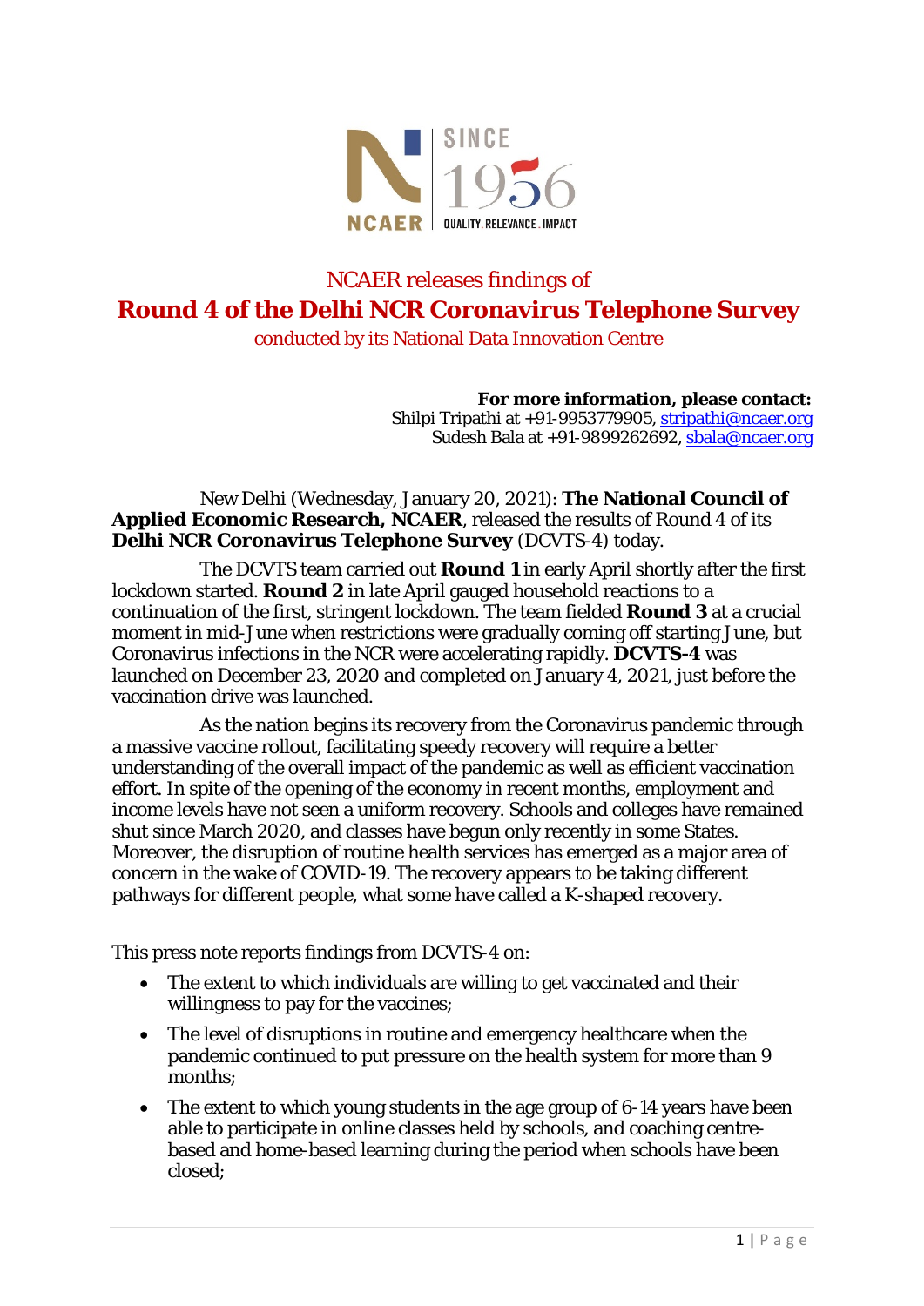NCAER releases findings of

# Round 4 of the Delhi NCR Coronavirus Telephone Survey

conducted by its National Data Innovation Centre

**For more information, please contact:**
Shilpi Tripathi at +91-9953779905, stripathi@ncaer.org
Sudesh Bala at +91-9899262692, sbala@ncaer.org

New Delhi (Wednesday, January 20, 2021): **The National Council of Applied Economic Research, NCAER**, released the results of Round 4 of its **Delhi NCR Coronavirus Telephone Survey** (DCVTS-4) today.

The DCVTS team carried out **Round 1** in early April shortly after the first lockdown started. **Round 2** in late April gauged household reactions to a continuation of the first, stringent lockdown. The team fielded **Round 3** at a crucial moment in mid-June when restrictions were gradually coming off starting June, but Coronavirus infections in the NCR were accelerating rapidly. **DCVTS-4** was launched on December 23, 2020 and completed on January 4, 2021, just before the vaccination drive was launched.

As the nation begins its recovery from the Coronavirus pandemic through a massive vaccine rollout, facilitating speedy recovery will require a better understanding of the overall impact of the pandemic as well as efficient vaccination effort. In spite of the opening of the economy in recent months, employment and income levels have not seen a uniform recovery. Schools and colleges have remained shut since March 2020, and classes have begun only recently in some States. Moreover, the disruption of routine health services has emerged as a major area of concern in the wake of COVID-19. The recovery appears to be taking different pathways for different people, what some have called a K-shaped recovery.

This press note reports findings from DCVTS-4 on:

- The extent to which individuals are willing to get vaccinated and their willingness to pay for the vaccines;
- The level of disruptions in routine and emergency healthcare when the pandemic continued to put pressure on the health system for more than 9 months;
- The extent to which young students in the age group of 6-14 years have been able to participate in online classes held by schools, and coaching centre-based and home-based learning during the period when schools have been closed;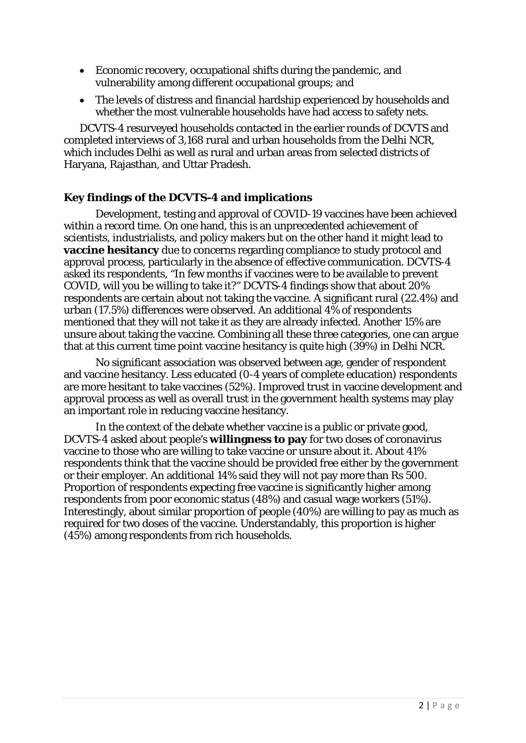- Economic recovery, occupational shifts during the pandemic, and vulnerability among different occupational groups; and
- The levels of distress and financial hardship experienced by households and whether the most vulnerable households have had access to safety nets.

DCVTS-4 resurveyed households contacted in the earlier rounds of DCVTS and completed interviews of 3,168 rural and urban households from the Delhi NCR, which includes Delhi as well as rural and urban areas from selected districts of Haryana, Rajasthan, and Uttar Pradesh.

### Key findings of the DCVTS-4 and implications

Development, testing and approval of COVID-19 vaccines have been achieved within a record time. On one hand, this is an unprecedented achievement of scientists, industrialists, and policy makers but on the other hand it might lead to **vaccine hesitancy** due to concerns regarding compliance to study protocol and approval process, particularly in the absence of effective communication. DCVTS-4 asked its respondents, "In few months if vaccines were to be available to prevent COVID, will you be willing to take it?" DCVTS-4 findings show that about 20% respondents are certain about not taking the vaccine. A significant rural (22.4%) and urban (17.5%) differences were observed. An additional 4% of respondents mentioned that they will not take it as they are already infected. Another 15% are unsure about taking the vaccine. Combining all these three categories, one can argue that at this current time point vaccine hesitancy is quite high (39%) in Delhi NCR.

No significant association was observed between age, gender of respondent and vaccine hesitancy. Less educated (0-4 years of complete education) respondents are more hesitant to take vaccines (52%). Improved trust in vaccine development and approval process as well as overall trust in the government health systems may play an important role in reducing vaccine hesitancy.

In the context of the debate whether vaccine is a public or private good, DCVTS-4 asked about people's **willingness to pay** for two doses of coronavirus vaccine to those who are willing to take vaccine or unsure about it. About 41% respondents think that the vaccine should be provided free either by the government or their employer. An additional 14% said they will not pay more than Rs 500. Proportion of respondents expecting free vaccine is significantly higher among respondents from poor economic status (48%) and casual wage workers (51%). Interestingly, about similar proportion of people (40%) are willing to pay as much as required for two doses of the vaccine. Understandably, this proportion is higher (45%) among respondents from rich households.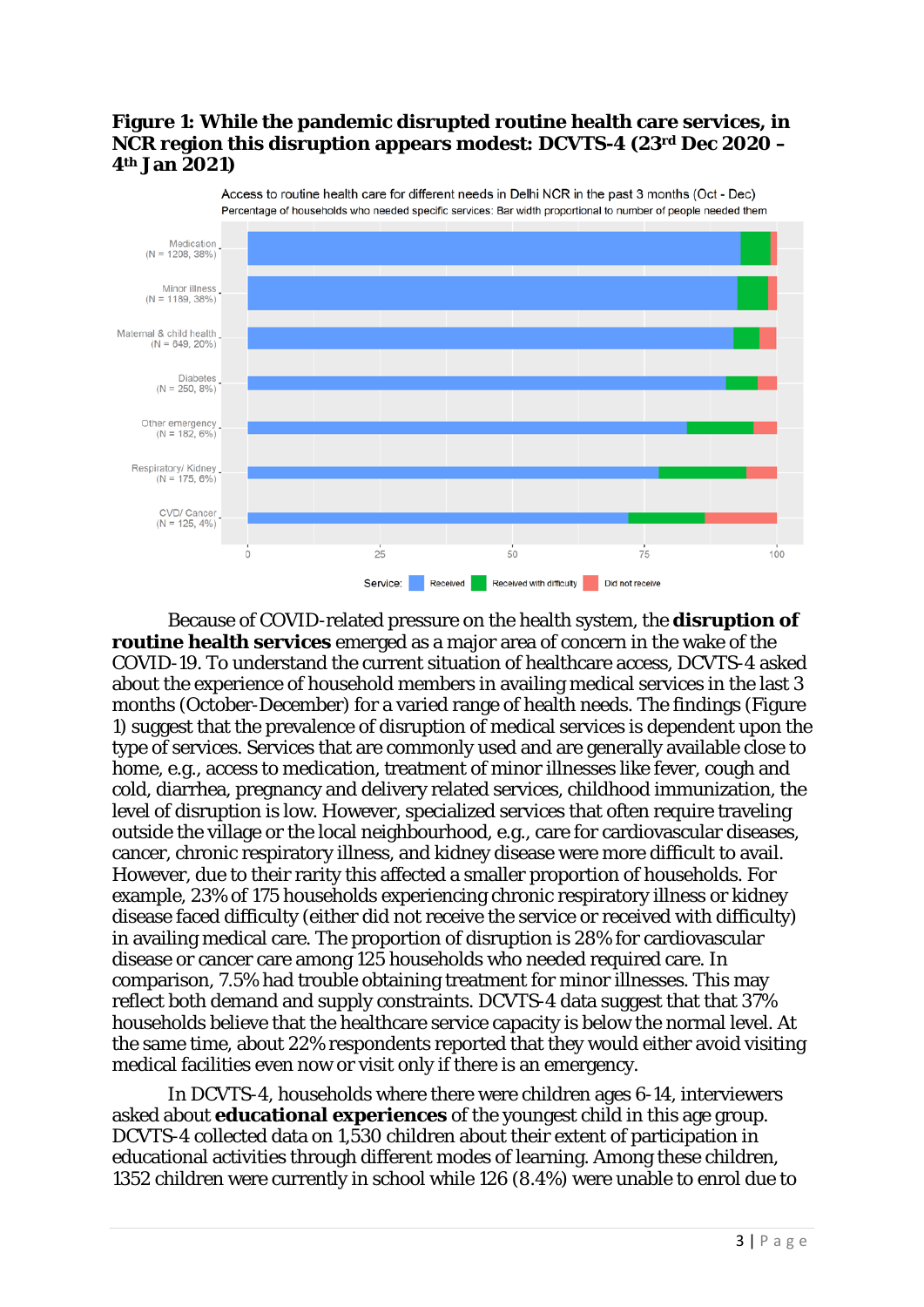**Figure 1: While the pandemic disrupted routine health care services, in NCR region this disruption appears modest: DCVTS-4 (23rd Dec 2020 – 4th Jan 2021)**

Because of COVID-related pressure on the health system, the **disruption of routine health services** emerged as a major area of concern in the wake of the COVID-19. To understand the current situation of healthcare access, DCVTS-4 asked about the experience of household members in availing medical services in the last 3 months (October-December) for a varied range of health needs. The findings (Figure 1) suggest that the prevalence of disruption of medical services is dependent upon the type of services. Services that are commonly used and are generally available close to home, e.g., access to medication, treatment of minor illnesses like fever, cough and cold, diarrhea, pregnancy and delivery related services, childhood immunization, the level of disruption is low. However, specialized services that often require traveling outside the village or the local neighbourhood, e.g., care for cardiovascular diseases, cancer, chronic respiratory illness, and kidney disease were more difficult to avail. However, due to their rarity this affected a smaller proportion of households. For example, 23% of 175 households experiencing chronic respiratory illness or kidney disease faced difficulty (either did not receive the service or received with difficulty) in availing medical care. The proportion of disruption is 28% for cardiovascular disease or cancer care among 125 households who needed required care. In comparison, 7.5% had trouble obtaining treatment for minor illnesses. This may reflect both demand and supply constraints. DCVTS-4 data suggest that that 37% households believe that the healthcare service capacity is below the normal level. At the same time, about 22% respondents reported that they would either avoid visiting medical facilities even now or visit only if there is an emergency.

In DCVTS-4, households where there were children ages 6-14, interviewers asked about **educational experiences** of the youngest child in this age group. DCVTS-4 collected data on 1,530 children about their extent of participation in educational activities through different modes of learning. Among these children, 1352 children were currently in school while 126 (8.4%) were unable to enrol due to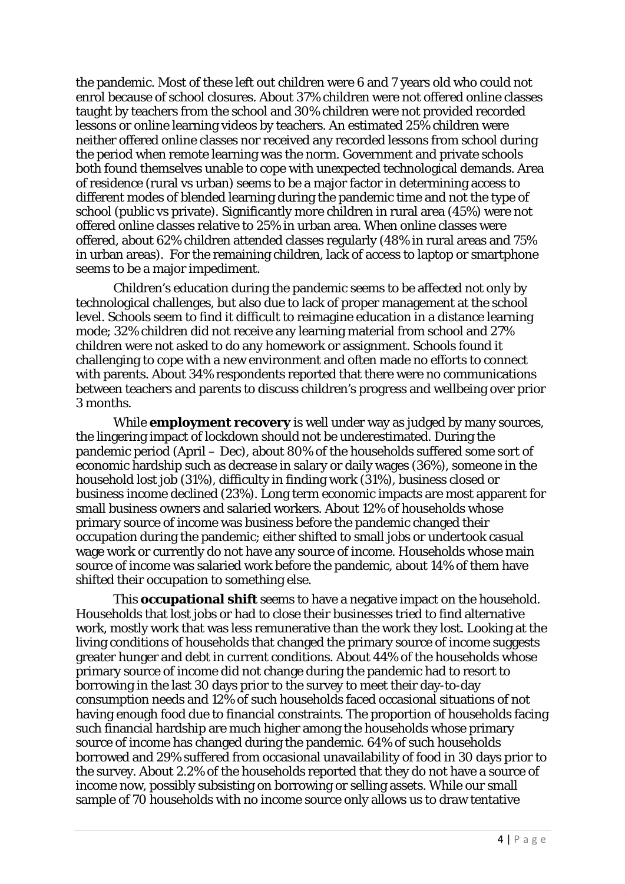the pandemic. Most of these left out children were 6 and 7 years old who could not enrol because of school closures. About 37% children were not offered online classes taught by teachers from the school and 30% children were not provided recorded lessons or online learning videos by teachers. An estimated 25% children were neither offered online classes nor received any recorded lessons from school during the period when remote learning was the norm. Government and private schools both found themselves unable to cope with unexpected technological demands. Area of residence (rural vs urban) seems to be a major factor in determining access to different modes of blended learning during the pandemic time and not the type of school (public vs private). Significantly more children in rural area (45%) were not offered online classes relative to 25% in urban area. When online classes were offered, about 62% children attended classes regularly (48% in rural areas and 75% in urban areas). For the remaining children, lack of access to laptop or smartphone seems to be a major impediment.

Children's education during the pandemic seems to be affected not only by technological challenges, but also due to lack of proper management at the school level. Schools seem to find it difficult to reimagine education in a distance learning mode; 32% children did not receive any learning material from school and 27% children were not asked to do any homework or assignment. Schools found it challenging to cope with a new environment and often made no efforts to connect with parents. About 34% respondents reported that there were no communications between teachers and parents to discuss children's progress and wellbeing over prior 3 months.

While **employment recovery** is well under way as judged by many sources, the lingering impact of lockdown should not be underestimated. During the pandemic period (April – Dec), about 80% of the households suffered some sort of economic hardship such as decrease in salary or daily wages (36%), someone in the household lost job (31%), difficulty in finding work (31%), business closed or business income declined (23%). Long term economic impacts are most apparent for small business owners and salaried workers. About 12% of households whose primary source of income was business before the pandemic changed their occupation during the pandemic; either shifted to small jobs or undertook casual wage work or currently do not have any source of income. Households whose main source of income was salaried work before the pandemic, about 14% of them have shifted their occupation to something else.

This **occupational shift** seems to have a negative impact on the household. Households that lost jobs or had to close their businesses tried to find alternative work, mostly work that was less remunerative than the work they lost. Looking at the living conditions of households that changed the primary source of income suggests greater hunger and debt in current conditions. About 44% of the households whose primary source of income did not change during the pandemic had to resort to borrowing in the last 30 days prior to the survey to meet their day-to-day consumption needs and 12% of such households faced occasional situations of not having enough food due to financial constraints. The proportion of households facing such financial hardship are much higher among the households whose primary source of income has changed during the pandemic. 64% of such households borrowed and 29% suffered from occasional unavailability of food in 30 days prior to the survey. About 2.2% of the households reported that they do not have a source of income now, possibly subsisting on borrowing or selling assets. While our small sample of 70 households with no income source only allows us to draw tentative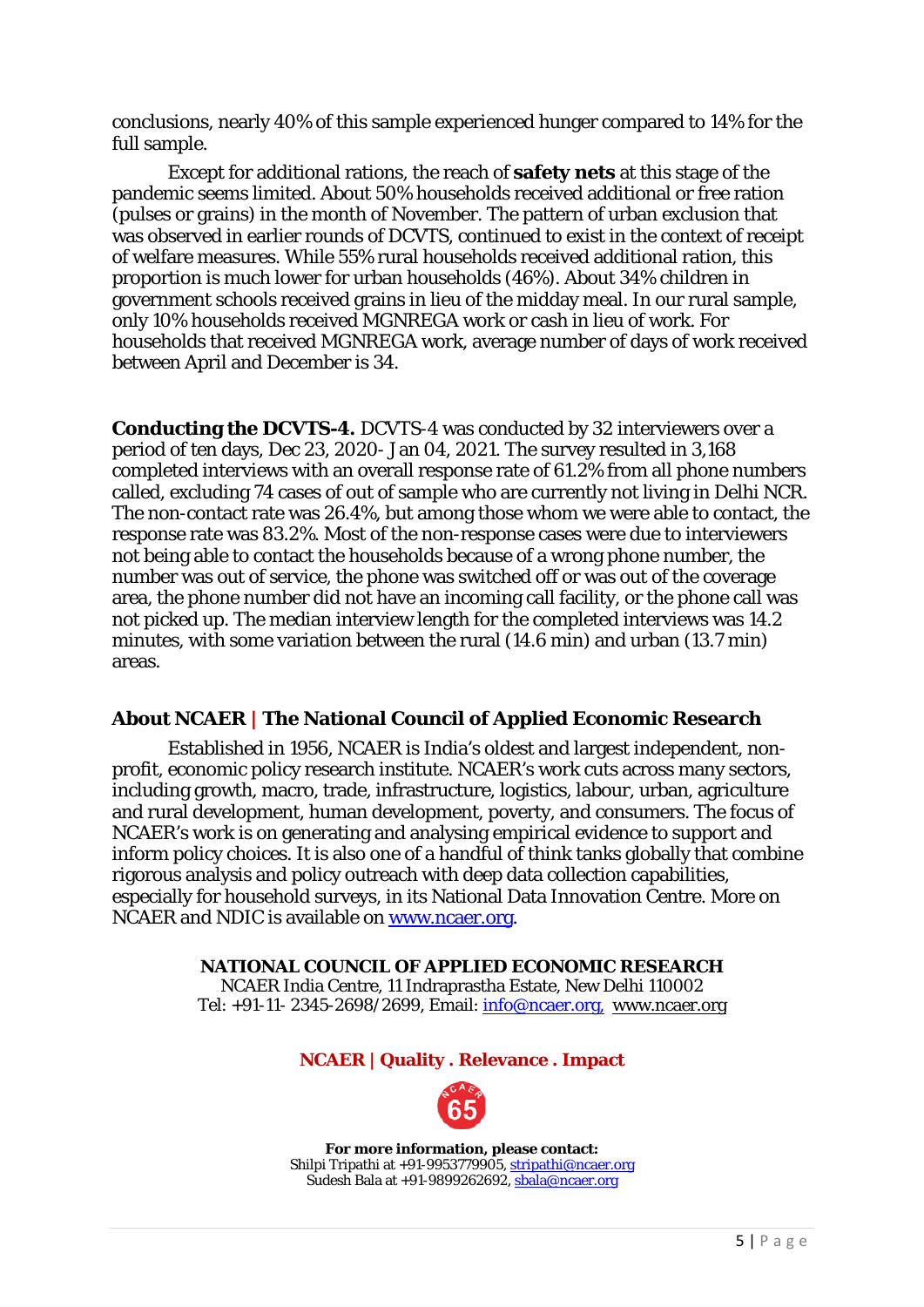conclusions, nearly 40% of this sample experienced hunger compared to 14% for the full sample.

Except for additional rations, the reach of **safety nets** at this stage of the pandemic seems limited. About 50% households received additional or free ration (pulses or grains) in the month of November. The pattern of urban exclusion that was observed in earlier rounds of DCVTS, continued to exist in the context of receipt of welfare measures. While 55% rural households received additional ration, this proportion is much lower for urban households (46%). About 34% children in government schools received grains in lieu of the midday meal. In our rural sample, only 10% households received MGNREGA work or cash in lieu of work. For households that received MGNREGA work, average number of days of work received between April and December is 34.

**Conducting the DCVTS-4.** DCVTS-4 was conducted by 32 interviewers over a period of ten days, Dec 23, 2020- Jan 04, 2021. The survey resulted in 3,168 completed interviews with an overall response rate of 61.2% from all phone numbers called, excluding 74 cases of out of sample who are currently not living in Delhi NCR. The non-contact rate was 26.4%, but among those whom we were able to contact, the response rate was 83.2%. Most of the non-response cases were due to interviewers not being able to contact the households because of a wrong phone number, the number was out of service, the phone was switched off or was out of the coverage area, the phone number did not have an incoming call facility, or the phone call was not picked up. The median interview length for the completed interviews was 14.2 minutes, with some variation between the rural (14.6 min) and urban (13.7 min) areas.

## About NCAER | The National Council of Applied Economic Research

Established in 1956, NCAER is India's oldest and largest independent, non-profit, economic policy research institute. NCAER's work cuts across many sectors, including growth, macro, trade, infrastructure, logistics, labour, urban, agriculture and rural development, human development, poverty, and consumers. The focus of NCAER's work is on generating and analysing empirical evidence to support and inform policy choices. It is also one of a handful of think tanks globally that combine rigorous analysis and policy outreach with deep data collection capabilities, especially for household surveys, in its National Data Innovation Centre. More on NCAER and NDIC is available on www.ncaer.org.

**NATIONAL COUNCIL OF APPLIED ECONOMIC RESEARCH**
NCAER India Centre, 11 Indraprastha Estate, New Delhi 110002
Tel: +91-11- 2345-2698/2699, Email: info@ncaer.org, www.ncaer.org

**NCAER | Quality . Relevance . Impact**

**For more information, please contact:**
Shilpi Tripathi at +91-9953779905, stripathi@ncaer.org
Sudesh Bala at +91-9899262692, sbala@ncaer.org